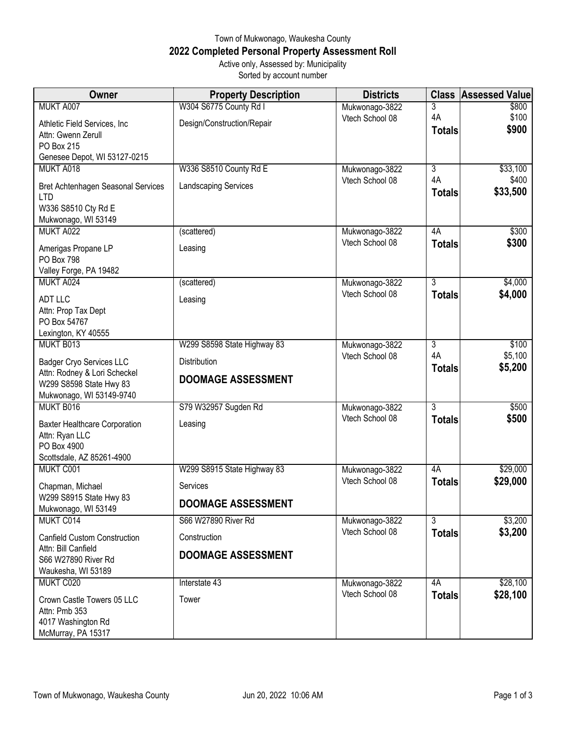# Town of Mukwonago, Waukesha County

## 2022 Completed Personal Property Assessment Roll

Active only, Assessed by: Municipality

Sorted by account number

| Owner | Property Description | Districts | Class | Assessed Value |
|---|---|---|---|---|
| MUKT A007<br>Athletic Field Services, Inc<br>Attn: Gwenn Zerull<br>PO Box 215<br>Genesee Depot, WI 53127-0215 | W304 S6775 County Rd I<br>Design/Construction/Repair | Mukwonago-3822<br>Vtech School 08 | 3<br>4A<br>**Totals** | $800<br>$100<br>**$900** |
| MUKT A018<br>Bret Achtenhagen Seasonal Services LTD<br>W336 S8510 Cty Rd E<br>Mukwonago, WI 53149 | W336 S8510 County Rd E<br>Landscaping Services | Mukwonago-3822<br>Vtech School 08 | 3<br>4A<br>**Totals** | $33,100<br>$400<br>**$33,500** |
| MUKT A022<br>Amerigas Propane LP<br>PO Box 798<br>Valley Forge, PA 19482 | (scattered)<br>Leasing | Mukwonago-3822<br>Vtech School 08 | 4A<br>**Totals** | $300<br>**$300** |
| MUKT A024<br>ADT LLC<br>Attn: Prop Tax Dept<br>PO Box 54767<br>Lexington, KY 40555 | (scattered)<br>Leasing | Mukwonago-3822<br>Vtech School 08 | 3<br>**Totals** | $4,000<br>**$4,000** |
| MUKT B013<br>Badger Cryo Services LLC<br>Attn: Rodney & Lori Scheckel<br>W299 S8598 State Hwy 83<br>Mukwonago, WI 53149-9740 | W299 S8598 State Highway 83<br>Distribution<br>**DOOMAGE ASSESSMENT** | Mukwonago-3822<br>Vtech School 08 | 3<br>4A<br>**Totals** | $100<br>$5,100<br>**$5,200** |
| MUKT B016<br>Baxter Healthcare Corporation<br>Attn: Ryan LLC<br>PO Box 4900<br>Scottsdale, AZ 85261-4900 | S79 W32957 Sugden Rd<br>Leasing | Mukwonago-3822<br>Vtech School 08 | 3<br>**Totals** | $500<br>**$500** |
| MUKT C001<br>Chapman, Michael<br>W299 S8915 State Hwy 83<br>Mukwonago, WI 53149 | W299 S8915 State Highway 83<br>Services<br>**DOOMAGE ASSESSMENT** | Mukwonago-3822<br>Vtech School 08 | 4A<br>**Totals** | $29,000<br>**$29,000** |
| MUKT C014<br>Canfield Custom Construction<br>Attn: Bill Canfield<br>S66 W27890 River Rd<br>Waukesha, WI 53189 | S66 W27890 River Rd<br>Construction<br>**DOOMAGE ASSESSMENT** | Mukwonago-3822<br>Vtech School 08 | 3<br>**Totals** | $3,200<br>**$3,200** |
| MUKT C020<br>Crown Castle Towers 05 LLC<br>Attn: Pmb 353<br>4017 Washington Rd<br>McMurray, PA 15317 | Interstate 43<br>Tower | Mukwonago-3822<br>Vtech School 08 | 4A<br>**Totals** | $28,100<br>**$28,100** |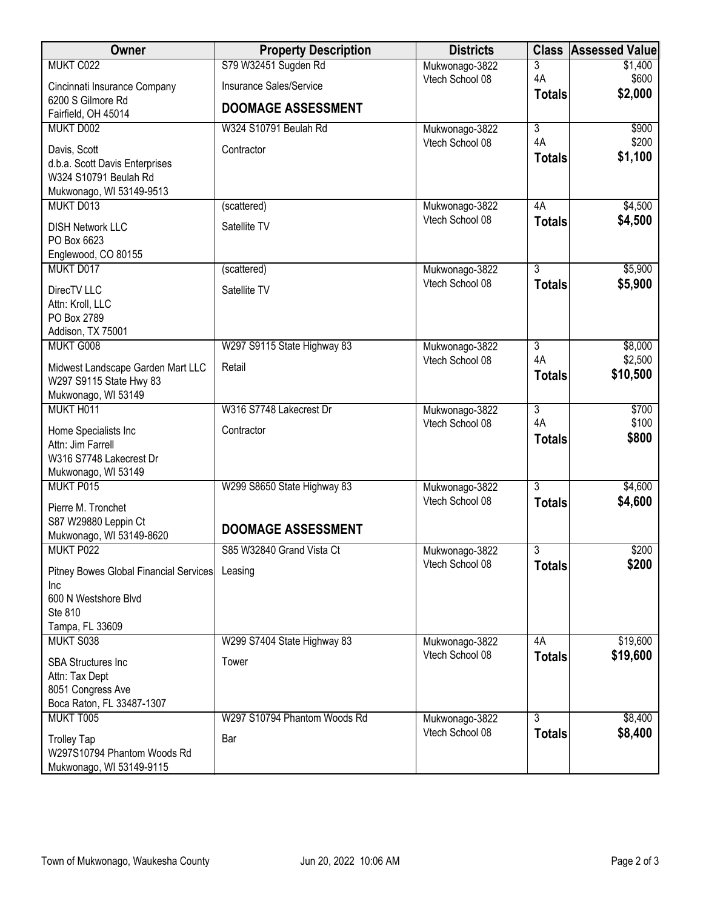| Owner | Property Description | Districts | Class | Assessed Value |
|---|---|---|---|---|
| MUKT C022<br>Cincinnati Insurance Company<br>6200 S Gilmore Rd<br>Fairfield, OH 45014 | S79 W32451 Sugden Rd<br>Insurance Sales/Service<br>**DOOMAGE ASSESSMENT** | Mukwonago-3822<br>Vtech School 08 | 3<br>4A<br>**Totals** | \$1,400<br>\$600<br>**\$2,000** |
| MUKT D002<br>Davis, Scott<br>d.b.a. Scott Davis Enterprises<br>W324 S10791 Beulah Rd<br>Mukwonago, WI 53149-9513 | W324 S10791 Beulah Rd<br>Contractor | Mukwonago-3822<br>Vtech School 08 | 3<br>4A<br>**Totals** | \$900<br>\$200<br>**\$1,100** |
| MUKT D013<br>DISH Network LLC<br>PO Box 6623<br>Englewood, CO 80155 | (scattered)<br>Satellite TV | Mukwonago-3822<br>Vtech School 08 | 4A<br>**Totals** | \$4,500<br>**\$4,500** |
| MUKT D017<br>DirecTV LLC<br>Attn: Kroll, LLC<br>PO Box 2789<br>Addison, TX 75001 | (scattered)<br>Satellite TV | Mukwonago-3822<br>Vtech School 08 | 3<br>**Totals** | \$5,900<br>**\$5,900** |
| MUKT G008<br>Midwest Landscape Garden Mart LLC<br>W297 S9115 State Hwy 83<br>Mukwonago, WI 53149 | W297 S9115 State Highway 83<br>Retail | Mukwonago-3822<br>Vtech School 08 | 3<br>4A<br>**Totals** | \$8,000<br>\$2,500<br>**\$10,500** |
| MUKT H011<br>Home Specialists Inc<br>Attn: Jim Farrell<br>W316 S7748 Lakecrest Dr<br>Mukwonago, WI 53149 | W316 S7748 Lakecrest Dr<br>Contractor | Mukwonago-3822<br>Vtech School 08 | 3<br>4A<br>**Totals** | \$700<br>\$100<br>**\$800** |
| MUKT P015<br>Pierre M. Tronchet<br>S87 W29880 Leppin Ct<br>Mukwonago, WI 53149-8620 | W299 S8650 State Highway 83<br>**DOOMAGE ASSESSMENT** | Mukwonago-3822<br>Vtech School 08 | 3<br>**Totals** | \$4,600<br>**\$4,600** |
| MUKT P022<br>Pitney Bowes Global Financial Services Inc<br>600 N Westshore Blvd<br>Ste 810<br>Tampa, FL 33609 | S85 W32840 Grand Vista Ct<br>Leasing | Mukwonago-3822<br>Vtech School 08 | 3<br>**Totals** | \$200<br>**\$200** |
| MUKT S038<br>SBA Structures Inc<br>Attn: Tax Dept<br>8051 Congress Ave<br>Boca Raton, FL 33487-1307 | W299 S7404 State Highway 83<br>Tower | Mukwonago-3822<br>Vtech School 08 | 4A<br>**Totals** | \$19,600<br>**\$19,600** |
| MUKT T005<br>Trolley Tap<br>W297S10794 Phantom Woods Rd<br>Mukwonago, WI 53149-9115 | W297 S10794 Phantom Woods Rd<br>Bar | Mukwonago-3822<br>Vtech School 08 | 3<br>**Totals** | \$8,400<br>**\$8,400** |

Town of Mukwonago, Waukesha County    Jun 20, 2022 10:06 AM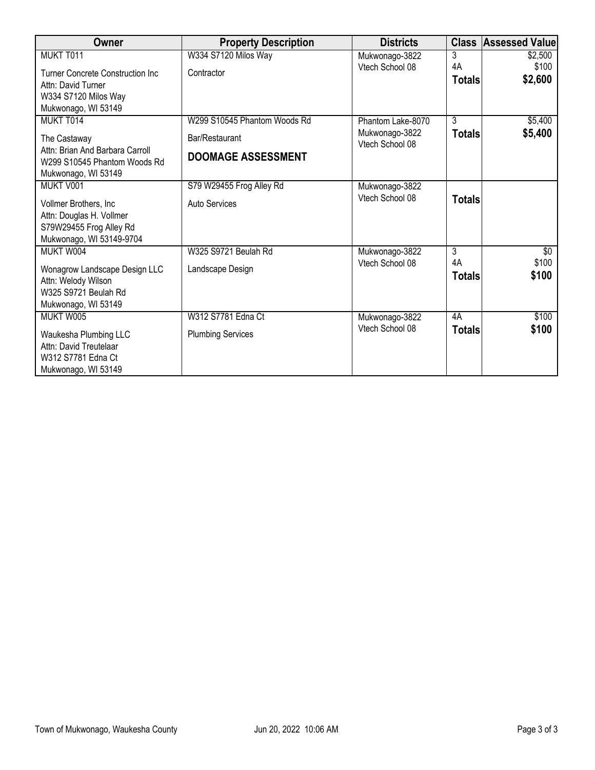| Owner | Property Description | Districts | Class | Assessed Value |
|---|---|---|---|---|
| MUKT T011<br>Turner Concrete Construction Inc<br>Attn: David Turner<br>W334 S7120 Milos Way<br>Mukwonago, WI 53149 | W334 S7120 Milos Way<br>Contractor | Mukwonago-3822<br>Vtech School 08 | 3<br>4A<br>**Totals** | $2,500<br>$100<br>**$2,600** |
| MUKT T014<br>The Castaway<br>Attn: Brian And Barbara Carroll<br>W299 S10545 Phantom Woods Rd<br>Mukwonago, WI 53149 | W299 S10545 Phantom Woods Rd<br>Bar/Restaurant<br>**DOOMAGE ASSESSMENT** | Phantom Lake-8070<br>Mukwonago-3822<br>Vtech School 08 | 3<br>**Totals** | $5,400<br>**$5,400** |
| MUKT V001<br>Vollmer Brothers, Inc<br>Attn: Douglas H. Vollmer<br>S79W29455 Frog Alley Rd<br>Mukwonago, WI 53149-9704 | S79 W29455 Frog Alley Rd<br>Auto Services | Mukwonago-3822<br>Vtech School 08 | **Totals** | |
| MUKT W004<br>Wonagrow Landscape Design LLC<br>Attn: Welody Wilson<br>W325 S9721 Beulah Rd<br>Mukwonago, WI 53149 | W325 S9721 Beulah Rd<br>Landscape Design | Mukwonago-3822<br>Vtech School 08 | 3<br>4A<br>**Totals** | $0<br>$100<br>**$100** |
| MUKT W005<br>Waukesha Plumbing LLC<br>Attn: David Treutelaar<br>W312 S7781 Edna Ct<br>Mukwonago, WI 53149 | W312 S7781 Edna Ct<br>Plumbing Services | Mukwonago-3822<br>Vtech School 08 | 4A<br>**Totals** | $100<br>**$100** |

Town of Mukwonago, Waukesha County  Jun 20, 2022 10:06 AM